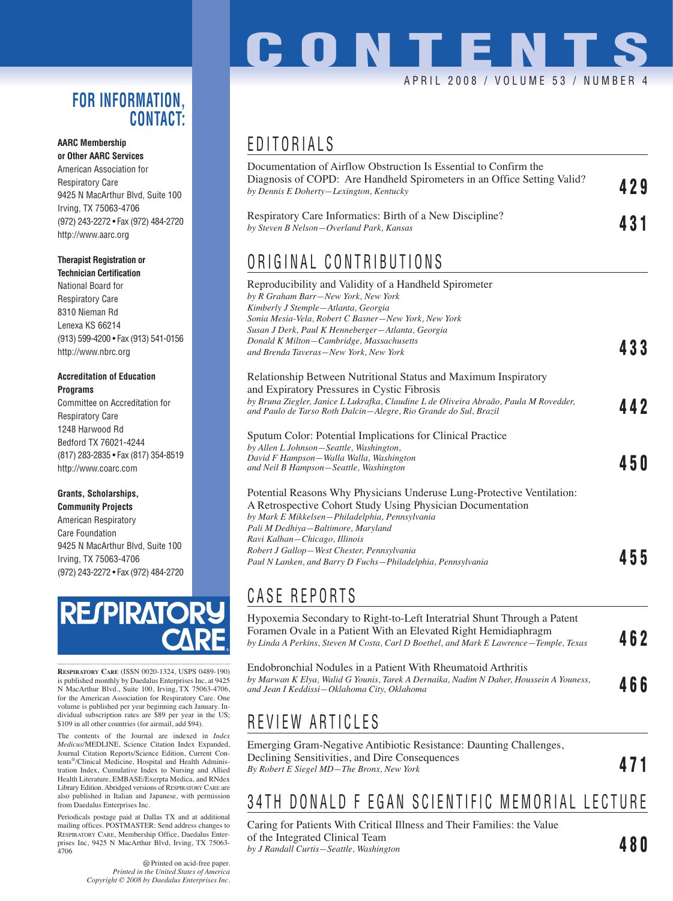# CONTENTS

APRIL 2008 / VOLUME 53 / NUMBER 4

## FOR INFORMATION, CONTACT:

**AARC Membership or Other AARC Services**
American Association for Respiratory Care
9425 N MacArthur Blvd, Suite 100
Irving, TX 75063-4706
(972) 243-2272 • Fax (972) 484-2720
http://www.aarc.org

**Therapist Registration or Technician Certification**
National Board for Respiratory Care
8310 Nieman Rd
Lenexa KS 66214
(913) 599-4200 • Fax (913) 541-0156
http://www.nbrc.org

**Accreditation of Education Programs**
Committee on Accreditation for Respiratory Care
1248 Harwood Rd
Bedford TX 76021-4244
(817) 283-2835 • Fax (817) 354-8519
http://www.coarc.com

**Grants, Scholarships, Community Projects**
American Respiratory Care Foundation
9425 N MacArthur Blvd, Suite 100
Irving, TX 75063-4706
(972) 243-2272 • Fax (972) 484-2720

RESPIRATORY CARE

RESPIRATORY CARE (ISSN 0020-1324, USPS 0489-190) is published monthly by Daedalus Enterprises Inc, at 9425 N MacArthur Blvd., Suite 100, Irving, TX 75063-4706, for the American Association for Respiratory Care. One volume is published per year beginning each January. Individual subscription rates are $89 per year in the US; $109 in all other countries (for airmail, add $94).

The contents of the Journal are indexed in *Index Medicus*/MEDLINE, Science Citation Index Expanded, Journal Citation Reports/Science Edition, Current Contents®/Clinical Medicine, Hospital and Health Administration Index, Cumulative Index to Nursing and Allied Health Literature, EMBASE/Exerpta Medica, and RNdex Library Edition. Abridged versions of RESPIRATORY CARE are also published in Italian and Japanese, with permission from Daedalus Enterprises Inc.

Periodicals postage paid at Dallas TX and at additional mailing offices. POSTMASTER: Send address changes to RESPIRATORY CARE, Membership Office, Daedalus Enterprises Inc, 9425 N MacArthur Blvd, Irving, TX 75063-4706

Printed on acid-free paper.
*Printed in the United States of America*
*Copyright © 2008 by Daedalus Enterprises Inc.*

## EDITORIALS

Documentation of Airflow Obstruction Is Essential to Confirm the Diagnosis of COPD: Are Handheld Spirometers in an Office Setting Valid?
*by Dennis E Doherty—Lexington, Kentucky* — **429**

Respiratory Care Informatics: Birth of a New Discipline?
*by Steven B Nelson—Overland Park, Kansas* — **431**

## ORIGINAL CONTRIBUTIONS

Reproducibility and Validity of a Handheld Spirometer
*by R Graham Barr—New York, New York*
*Kimberly J Stemple—Atlanta, Georgia*
*Sonia Mesia-Vela, Robert C Basner—New York, New York*
*Susan J Derk, Paul K Henneberger—Atlanta, Georgia*
*Donald K Milton—Cambridge, Massachusetts*
*and Brenda Taveras—New York, New York* — **433**

Relationship Between Nutritional Status and Maximum Inspiratory and Expiratory Pressures in Cystic Fibrosis
*by Bruna Ziegler, Janice L Lukrafka, Claudine L de Oliveira Abraão, Paula M Rovedder, and Paulo de Tarso Roth Dalcin—Alegre, Rio Grande do Sul, Brazil* — **442**

Sputum Color: Potential Implications for Clinical Practice
*by Allen L Johnson—Seattle, Washington,*
*David F Hampson—Walla Walla, Washington*
*and Neil B Hampson—Seattle, Washington* — **450**

Potential Reasons Why Physicians Underuse Lung-Protective Ventilation: A Retrospective Cohort Study Using Physician Documentation
*by Mark E Mikkelsen—Philadelphia, Pennsylvania*
*Pali M Dedhiya—Baltimore, Maryland*
*Ravi Kalhan—Chicago, Illinois*
*Robert J Gallop—West Chester, Pennsylvania*
*Paul N Lanken, and Barry D Fuchs—Philadelphia, Pennsylvania* — **455**

## CASE REPORTS

Hypoxemia Secondary to Right-to-Left Interatrial Shunt Through a Patent Foramen Ovale in a Patient With an Elevated Right Hemidiaphragm
*by Linda A Perkins, Steven M Costa, Carl D Boethel, and Mark E Lawrence—Temple, Texas* — **462**

Endobronchial Nodules in a Patient With Rheumatoid Arthritis
*by Marwan K Elya, Walid G Younis, Tarek A Dernaika, Nadim N Daher, Houssein A Youness, and Jean I Keddissi—Oklahoma City, Oklahoma* — **466**

## REVIEW ARTICLES

Emerging Gram-Negative Antibiotic Resistance: Daunting Challenges, Declining Sensitivities, and Dire Consequences
*By Robert E Siegel MD—The Bronx, New York* — **471**

## 34TH DONALD F EGAN SCIENTIFIC MEMORIAL LECTURE

Caring for Patients With Critical Illness and Their Families: the Value of the Integrated Clinical Team
*by J Randall Curtis—Seattle, Washington* — **480**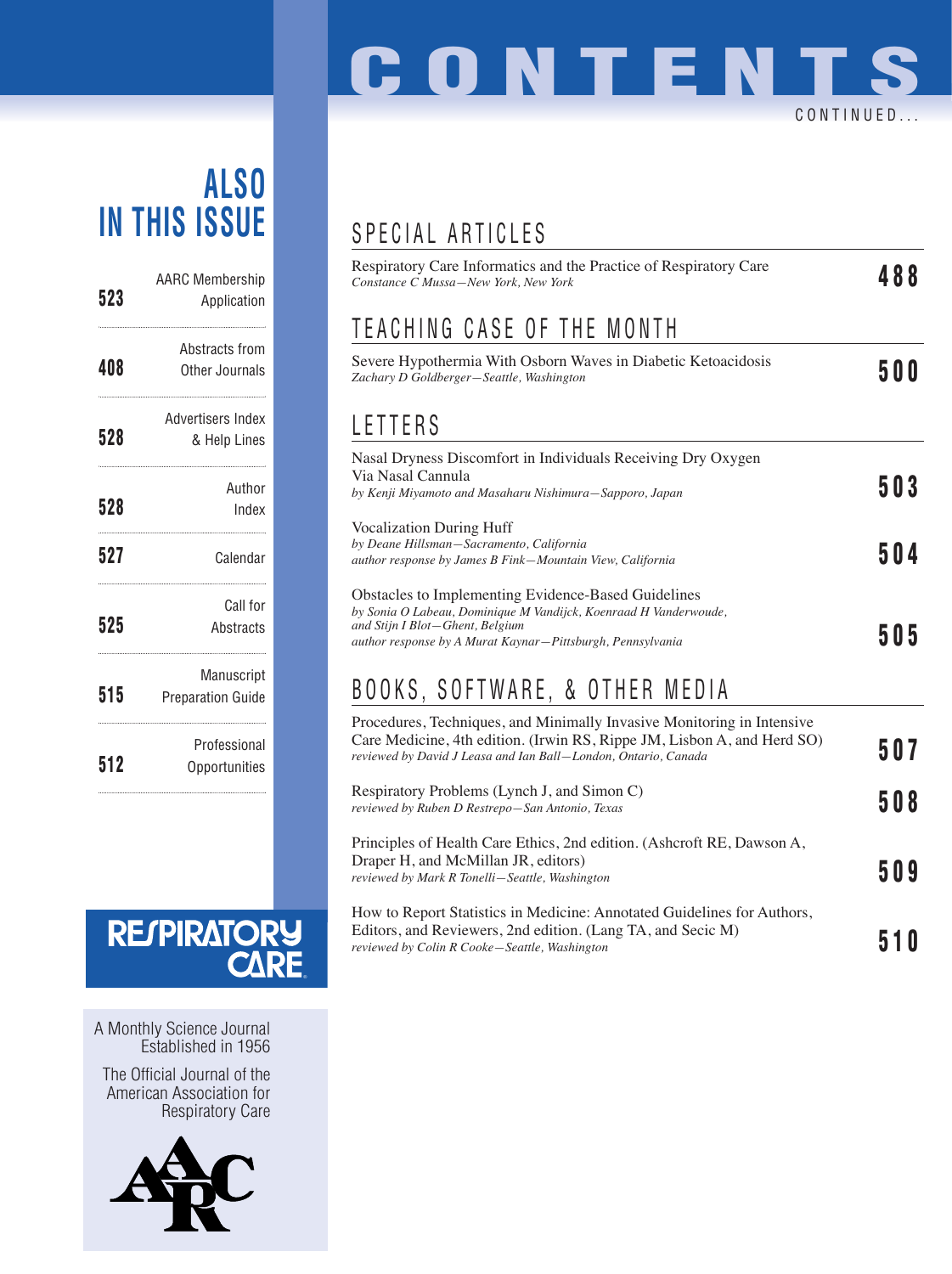# CONTENTS

CONTINUED...

## SPECIAL ARTICLES

Respiratory Care Informatics and the Practice of Respiratory Care
*Constance C Mussa—New York, New York* — **488**

## TEACHING CASE OF THE MONTH

Severe Hypothermia With Osborn Waves in Diabetic Ketoacidosis
*Zachary D Goldberger—Seattle, Washington* — **500**

## LETTERS

Nasal Dryness Discomfort in Individuals Receiving Dry Oxygen Via Nasal Cannula
*by Kenji Miyamoto and Masaharu Nishimura—Sapporo, Japan* — **503**

Vocalization During Huff
*by Deane Hillsman—Sacramento, California*
*author response by James B Fink—Mountain View, California* — **504**

Obstacles to Implementing Evidence-Based Guidelines
*by Sonia O Labeau, Dominique M Vandijck, Koenraad H Vanderwoude, and Stijn I Blot—Ghent, Belgium*
*author response by A Murat Kaynar—Pittsburgh, Pennsylvania* — **505**

## BOOKS, SOFTWARE, & OTHER MEDIA

Procedures, Techniques, and Minimally Invasive Monitoring in Intensive Care Medicine, 4th edition. (Irwin RS, Rippe JM, Lisbon A, and Herd SO)
*reviewed by David J Leasa and Ian Ball—London, Ontario, Canada* — **507**

Respiratory Problems (Lynch J, and Simon C)
*reviewed by Ruben D Restrepo—San Antonio, Texas* — **508**

Principles of Health Care Ethics, 2nd edition. (Ashcroft RE, Dawson A, Draper H, and McMillan JR, editors)
*reviewed by Mark R Tonelli—Seattle, Washington* — **509**

How to Report Statistics in Medicine: Annotated Guidelines for Authors, Editors, and Reviewers, 2nd edition. (Lang TA, and Secic M)
*reviewed by Colin R Cooke—Seattle, Washington* — **510**

## ALSO IN THIS ISSUE

| | |
|---|---|
| 523 | AARC Membership Application |
| 408 | Abstracts from Other Journals |
| 528 | Advertisers Index & Help Lines |
| 528 | Author Index |
| 527 | Calendar |
| 525 | Call for Abstracts |
| 515 | Manuscript Preparation Guide |
| 512 | Professional Opportunities |

RESPIRATORY CARE

A Monthly Science Journal
Established in 1956

The Official Journal of the
American Association for
Respiratory Care

AARC